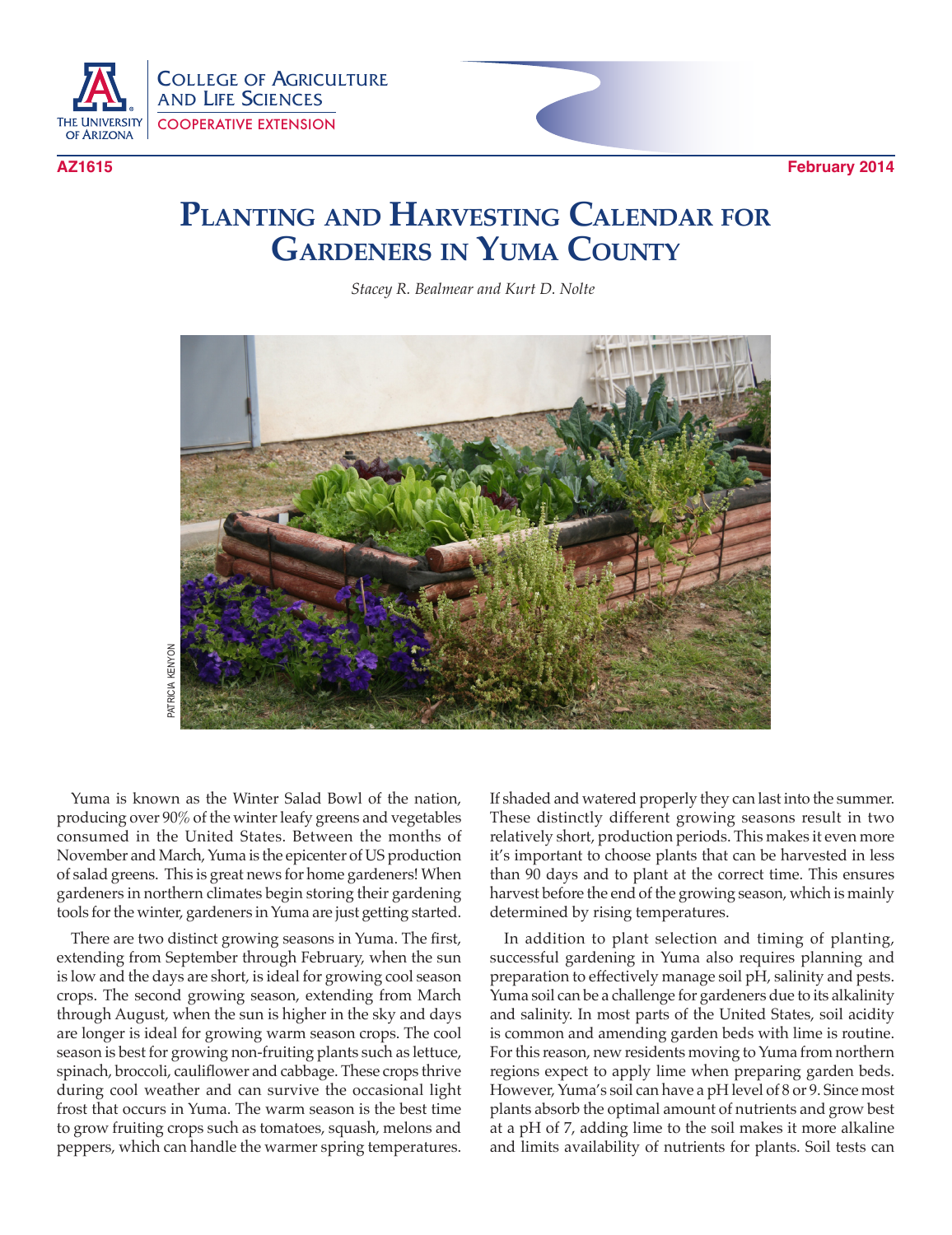The University of Arizona
College of Agriculture and Life Sciences
Cooperative Extension

AZ1615 February 2014

# Planting and Harvesting Calendar for Gardeners in Yuma County

*Stacey R. Bealmear and Kurt D. Nolte*

PATRICIA KENYON

Yuma is known as the Winter Salad Bowl of the nation, producing over 90% of the winter leafy greens and vegetables consumed in the United States. Between the months of November and March, Yuma is the epicenter of US production of salad greens. This is great news for home gardeners! When gardeners in northern climates begin storing their gardening tools for the winter, gardeners in Yuma are just getting started.

There are two distinct growing seasons in Yuma. The first, extending from September through February, when the sun is low and the days are short, is ideal for growing cool season crops. The second growing season, extending from March through August, when the sun is higher in the sky and days are longer is ideal for growing warm season crops. The cool season is best for growing non-fruiting plants such as lettuce, spinach, broccoli, cauliflower and cabbage. These crops thrive during cool weather and can survive the occasional light frost that occurs in Yuma. The warm season is the best time to grow fruiting crops such as tomatoes, squash, melons and peppers, which can handle the warmer spring temperatures. If shaded and watered properly they can last into the summer. These distinctly different growing seasons result in two relatively short, production periods. This makes it even more it's important to choose plants that can be harvested in less than 90 days and to plant at the correct time. This ensures harvest before the end of the growing season, which is mainly determined by rising temperatures.

In addition to plant selection and timing of planting, successful gardening in Yuma also requires planning and preparation to effectively manage soil pH, salinity and pests. Yuma soil can be a challenge for gardeners due to its alkalinity and salinity. In most parts of the United States, soil acidity is common and amending garden beds with lime is routine. For this reason, new residents moving to Yuma from northern regions expect to apply lime when preparing garden beds. However, Yuma's soil can have a pH level of 8 or 9. Since most plants absorb the optimal amount of nutrients and grow best at a pH of 7, adding lime to the soil makes it more alkaline and limits availability of nutrients for plants. Soil tests can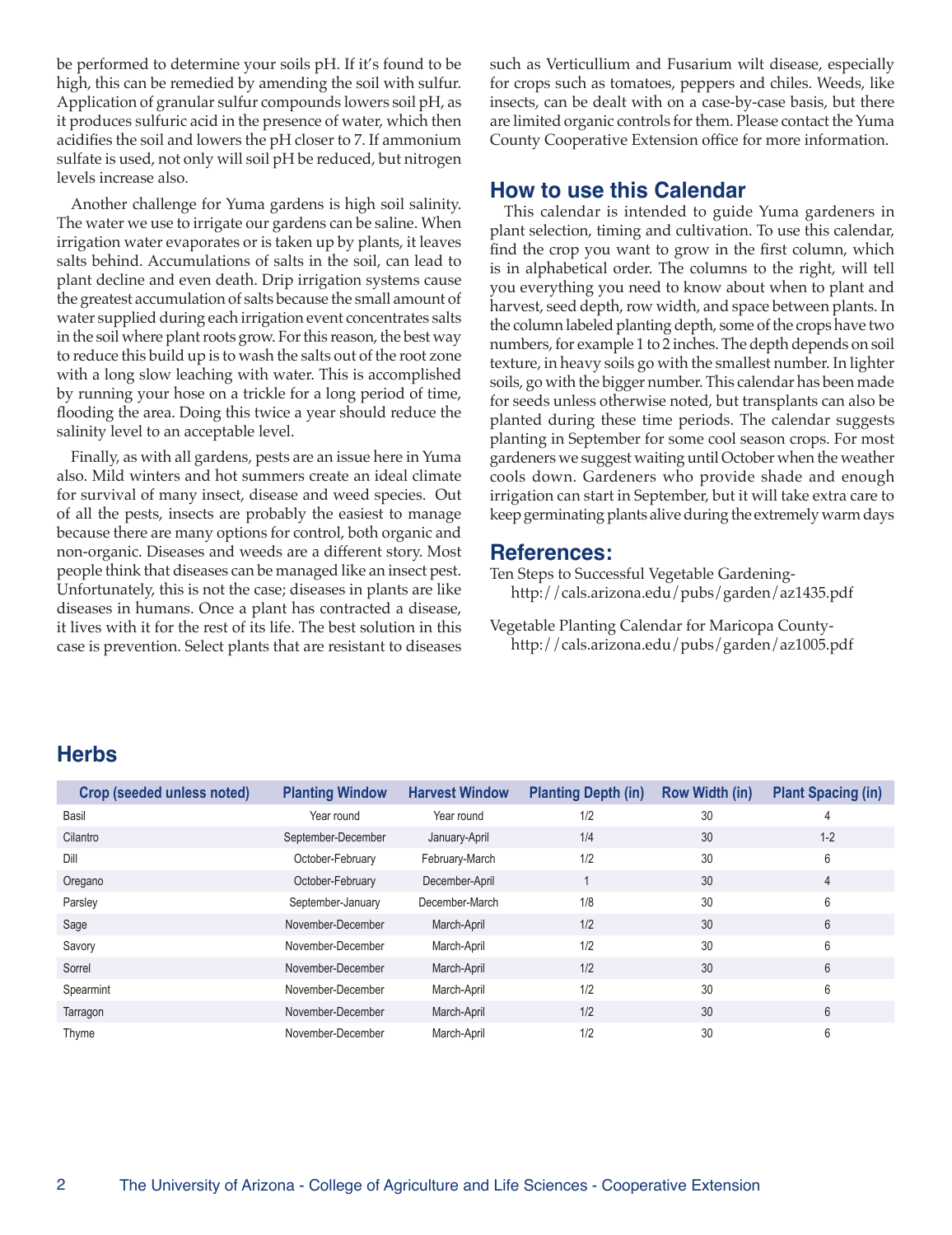be performed to determine your soils pH. If it's found to be high, this can be remedied by amending the soil with sulfur. Application of granular sulfur compounds lowers soil pH, as it produces sulfuric acid in the presence of water, which then acidifies the soil and lowers the pH closer to 7. If ammonium sulfate is used, not only will soil pH be reduced, but nitrogen levels increase also.

Another challenge for Yuma gardens is high soil salinity. The water we use to irrigate our gardens can be saline. When irrigation water evaporates or is taken up by plants, it leaves salts behind. Accumulations of salts in the soil, can lead to plant decline and even death. Drip irrigation systems cause the greatest accumulation of salts because the small amount of water supplied during each irrigation event concentrates salts in the soil where plant roots grow. For this reason, the best way to reduce this build up is to wash the salts out of the root zone with a long slow leaching with water. This is accomplished by running your hose on a trickle for a long period of time, flooding the area. Doing this twice a year should reduce the salinity level to an acceptable level.

Finally, as with all gardens, pests are an issue here in Yuma also. Mild winters and hot summers create an ideal climate for survival of many insect, disease and weed species. Out of all the pests, insects are probably the easiest to manage because there are many options for control, both organic and non-organic. Diseases and weeds are a different story. Most people think that diseases can be managed like an insect pest. Unfortunately, this is not the case; diseases in plants are like diseases in humans. Once a plant has contracted a disease, it lives with it for the rest of its life. The best solution in this case is prevention. Select plants that are resistant to diseases such as Verticullium and Fusarium wilt disease, especially for crops such as tomatoes, peppers and chiles. Weeds, like insects, can be dealt with on a case-by-case basis, but there are limited organic controls for them. Please contact the Yuma County Cooperative Extension office for more information.

## How to use this Calendar

This calendar is intended to guide Yuma gardeners in plant selection, timing and cultivation. To use this calendar, find the crop you want to grow in the first column, which is in alphabetical order. The columns to the right, will tell you everything you need to know about when to plant and harvest, seed depth, row width, and space between plants. In the column labeled planting depth, some of the crops have two numbers, for example 1 to 2 inches. The depth depends on soil texture, in heavy soils go with the smallest number. In lighter soils, go with the bigger number. This calendar has been made for seeds unless otherwise noted, but transplants can also be planted during these time periods. The calendar suggests planting in September for some cool season crops. For most gardeners we suggest waiting until October when the weather cools down. Gardeners who provide shade and enough irrigation can start in September, but it will take extra care to keep germinating plants alive during the extremely warm days

## References:

Ten Steps to Successful Vegetable Gardening- http://cals.arizona.edu/pubs/garden/az1435.pdf

Vegetable Planting Calendar for Maricopa County- http://cals.arizona.edu/pubs/garden/az1005.pdf

## Herbs

| Crop (seeded unless noted) | Planting Window | Harvest Window | Planting Depth (in) | Row Width (in) | Plant Spacing (in) |
|---|---|---|---|---|---|
| Basil | Year round | Year round | 1/2 | 30 | 4 |
| Cilantro | September-December | January-April | 1/4 | 30 | 1-2 |
| Dill | October-February | February-March | 1/2 | 30 | 6 |
| Oregano | October-February | December-April | 1 | 30 | 4 |
| Parsley | September-January | December-March | 1/8 | 30 | 6 |
| Sage | November-December | March-April | 1/2 | 30 | 6 |
| Savory | November-December | March-April | 1/2 | 30 | 6 |
| Sorrel | November-December | March-April | 1/2 | 30 | 6 |
| Spearmint | November-December | March-April | 1/2 | 30 | 6 |
| Tarragon | November-December | March-April | 1/2 | 30 | 6 |
| Thyme | November-December | March-April | 1/2 | 30 | 6 |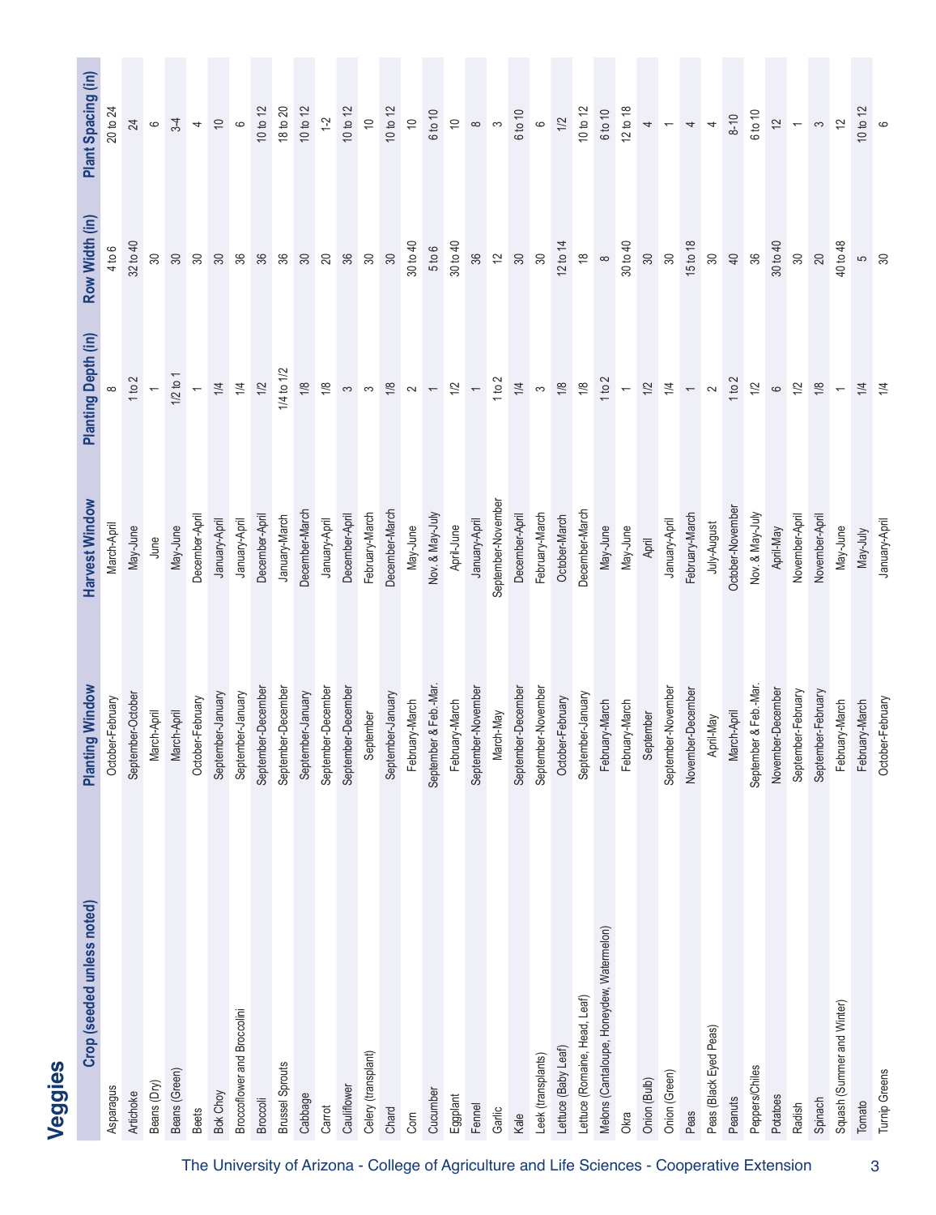# Veggies

| Crop (seeded unless noted) | Planting Window | Harvest Window | Planting Depth (in) | Row Width (in) | Plant Spacing (in) |
|---|---|---|---|---|---|
| Asparagus | October-February | March-April | 8 | 4 to 6 | 20 to 24 |
| Artichoke | September-October | May-June | 1 to 2 | 32 to 40 | 24 |
| Beans (Dry) | March-April | June | 1 | 30 | 6 |
| Beans (Green) | March-April | May-June | 1/2 to 1 | 30 | 3-4 |
| Beets | October-February | December-April | 1 | 30 | 4 |
| Bok Choy | September-January | January-April | 1/4 | 30 | 10 |
| Broccoflower and Broccolini | September-January | January-April | 1/4 | 36 | 6 |
| Broccoli | September-December | December-April | 1/2 | 36 | 10 to 12 |
| Brussel Sprouts | September-December | January-March | 1/4 to 1/2 | 36 | 18 to 20 |
| Cabbage | September-January | December-March | 1/8 | 30 | 10 to 12 |
| Carrot | September-December | January-April | 1/8 | 20 | 1-2 |
| Cauliflower | September-December | December-April | 3 | 36 | 10 to 12 |
| Celery (transplant) | September | February-March | 3 | 30 | 10 |
| Chard | September-January | December-March | 1/8 | 30 | 10 to 12 |
| Corn | February-March | May-June | 2 | 30 to 40 | 10 |
| Cucumber | September & Feb.-Mar. | Nov. & May-July | 1 | 5 to 6 | 6 to 10 |
| Eggplant | February-March | April-June | 1/2 | 30 to 40 | 10 |
| Fennel | September-November | January-April | 1 | 36 | 8 |
| Garlic | March-May | September-November | 1 to 2 | 12 | 3 |
| Kale | September-December | December-April | 1/4 | 30 | 6 to 10 |
| Leek (transplants) | September-November | February-March | 3 | 30 | 6 |
| Lettuce (Baby Leaf) | October-February | October-March | 1/8 | 12 to 14 | 1/2 |
| Lettuce (Romaine, Head, Leaf) | September-January | December-March | 1/8 | 18 | 10 to 12 |
| Melons (Cantaloupe, Honeydew, Watermelon) | February-March | May-June | 1 to 2 | 8 | 6 to 10 |
| Okra | February-March | May-June | 1 | 30 to 40 | 12 to 18 |
| Onion (Bulb) | September | April | 1/2 | 30 | 4 |
| Onion (Green) | September-November | January-April | 1/4 | 30 | 1 |
| Peas | November-December | February-March | 1 | 15 to 18 | 4 |
| Peas (Black Eyed Peas) | April-May | July-August | 2 | 30 | 4 |
| Peanuts | March-April | October-November | 1 to 2 | 40 | 8-10 |
| Peppers/Chiles | September & Feb.-Mar. | Nov. & May-July | 1/2 | 36 | 6 to 10 |
| Potatoes | November-December | April-May | 6 | 30 to 40 | 12 |
| Radish | September-February | November-April | 1/2 | 30 | 1 |
| Spinach | September-February | November-April | 1/8 | 20 | 3 |
| Squash (Summer and Winter) | February-March | May-June | 1 | 40 to 48 | 12 |
| Tomato | February-March | May-July | 1/4 | 5 | 10 to 12 |
| Turnip Greens | October-February | January-April | 1/4 | 30 | 6 |

The University of Arizona - College of Agriculture and Life Sciences - Cooperative Extension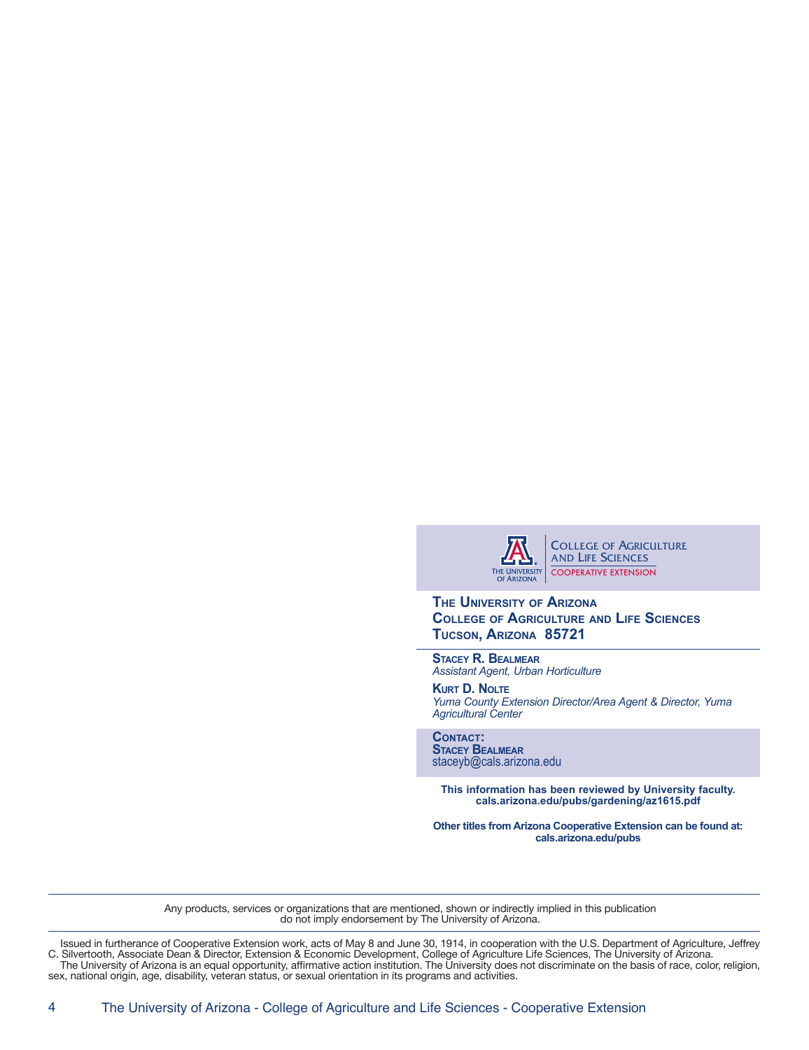College of Agriculture and Life Sciences
Cooperative Extension

**The University of Arizona**
**College of Agriculture and Life Sciences**
**Tucson, Arizona 85721**

**Stacey R. Bealmear**
*Assistant Agent, Urban Horticulture*

**Kurt D. Nolte**
*Yuma County Extension Director/Area Agent & Director, Yuma Agricultural Center*

**Contact:**
**Stacey Bealmear**
staceyb@cals.arizona.edu

**This information has been reviewed by University faculty.**
**cals.arizona.edu/pubs/gardening/az1615.pdf**

**Other titles from Arizona Cooperative Extension can be found at:**
**cals.arizona.edu/pubs**

Any products, services or organizations that are mentioned, shown or indirectly implied in this publication do not imply endorsement by The University of Arizona.

Issued in furtherance of Cooperative Extension work, acts of May 8 and June 30, 1914, in cooperation with the U.S. Department of Agriculture, Jeffrey C. Silvertooth, Associate Dean & Director, Extension & Economic Development, College of Agriculture Life Sciences, The University of Arizona.
The University of Arizona is an equal opportunity, affirmative action institution. The University does not discriminate on the basis of race, color, religion, sex, national origin, age, disability, veteran status, or sexual orientation in its programs and activities.